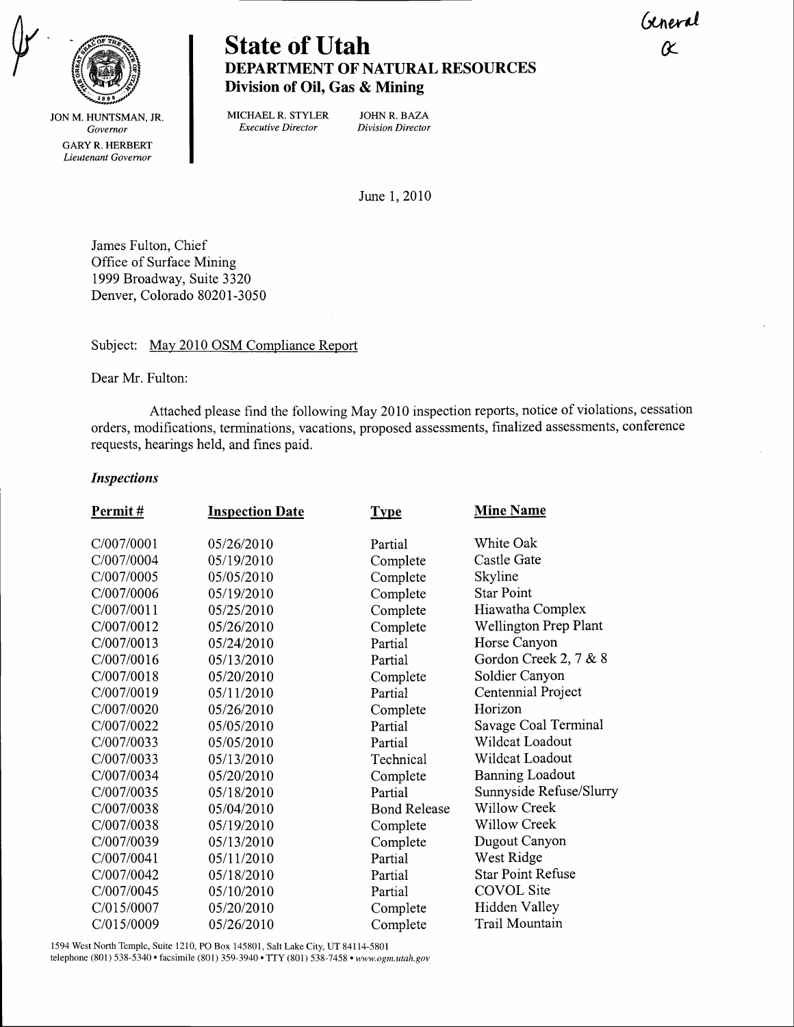General
α

JON M. HUNTSMAN, JR.
*Governor*

GARY R. HERBERT
*Lieutenant Governor*

# State of Utah

## DEPARTMENT OF NATURAL RESOURCES

### Division of Oil, Gas & Mining

MICHAEL R. STYLER
*Executive Director*

JOHN R. BAZA
*Division Director*

June 1, 2010

James Fulton, Chief
Office of Surface Mining
1999 Broadway, Suite 3320
Denver, Colorado 80201-3050

Subject: May 2010 OSM Compliance Report

Dear Mr. Fulton:

Attached please find the following May 2010 inspection reports, notice of violations, cessation orders, modifications, terminations, vacations, proposed assessments, finalized assessments, conference requests, hearings held, and fines paid.

***Inspections***

| Permit # | Inspection Date | Type | Mine Name |
|---|---|---|---|
| C/007/0001 | 05/26/2010 | Partial | White Oak |
| C/007/0004 | 05/19/2010 | Complete | Castle Gate |
| C/007/0005 | 05/05/2010 | Complete | Skyline |
| C/007/0006 | 05/19/2010 | Complete | Star Point |
| C/007/0011 | 05/25/2010 | Complete | Hiawatha Complex |
| C/007/0012 | 05/26/2010 | Complete | Wellington Prep Plant |
| C/007/0013 | 05/24/2010 | Partial | Horse Canyon |
| C/007/0016 | 05/13/2010 | Partial | Gordon Creek 2, 7 & 8 |
| C/007/0018 | 05/20/2010 | Complete | Soldier Canyon |
| C/007/0019 | 05/11/2010 | Partial | Centennial Project |
| C/007/0020 | 05/26/2010 | Complete | Horizon |
| C/007/0022 | 05/05/2010 | Partial | Savage Coal Terminal |
| C/007/0033 | 05/05/2010 | Partial | Wildcat Loadout |
| C/007/0033 | 05/13/2010 | Technical | Wildcat Loadout |
| C/007/0034 | 05/20/2010 | Complete | Banning Loadout |
| C/007/0035 | 05/18/2010 | Partial | Sunnyside Refuse/Slurry |
| C/007/0038 | 05/04/2010 | Bond Release | Willow Creek |
| C/007/0038 | 05/19/2010 | Complete | Willow Creek |
| C/007/0039 | 05/13/2010 | Complete | Dugout Canyon |
| C/007/0041 | 05/11/2010 | Partial | West Ridge |
| C/007/0042 | 05/18/2010 | Partial | Star Point Refuse |
| C/007/0045 | 05/10/2010 | Partial | COVOL Site |
| C/015/0007 | 05/20/2010 | Complete | Hidden Valley |
| C/015/0009 | 05/26/2010 | Complete | Trail Mountain |

1594 West North Temple, Suite 1210, PO Box 145801, Salt Lake City, UT 84114-5801
telephone (801) 538-5340 • facsimile (801) 359-3940 • TTY (801) 538-7458 • *www.ogm.utah.gov*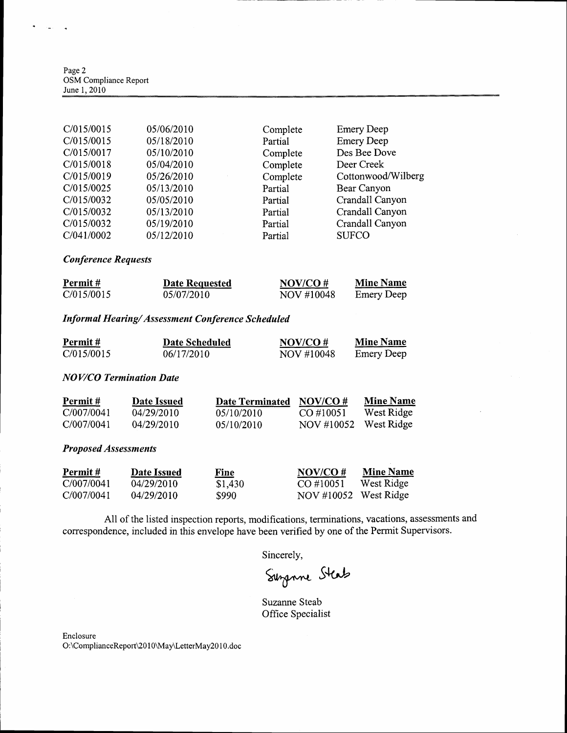| | | | |
|---|---|---|---|
| C/015/0015 | 05/06/2010 | Complete | Emery Deep |
| C/015/0015 | 05/18/2010 | Partial | Emery Deep |
| C/015/0017 | 05/10/2010 | Complete | Des Bee Dove |
| C/015/0018 | 05/04/2010 | Complete | Deer Creek |
| C/015/0019 | 05/26/2010 | Complete | Cottonwood/Wilberg |
| C/015/0025 | 05/13/2010 | Partial | Bear Canyon |
| C/015/0032 | 05/05/2010 | Partial | Crandall Canyon |
| C/015/0032 | 05/13/2010 | Partial | Crandall Canyon |
| C/015/0032 | 05/19/2010 | Partial | Crandall Canyon |
| C/041/0002 | 05/12/2010 | Partial | SUFCO |

***Conference Requests***

| Permit # | Date Requested | NOV/CO # | Mine Name |
|---|---|---|---|
| C/015/0015 | 05/07/2010 | NOV #10048 | Emery Deep |

***Informal Hearing/ Assessment Conference Scheduled***

| Permit # | Date Scheduled | NOV/CO # | Mine Name |
|---|---|---|---|
| C/015/0015 | 06/17/2010 | NOV #10048 | Emery Deep |

***NOV/CO Termination Date***

| Permit # | Date Issued | Date Terminated | NOV/CO # | Mine Name |
|---|---|---|---|---|
| C/007/0041 | 04/29/2010 | 05/10/2010 | CO #10051 | West Ridge |
| C/007/0041 | 04/29/2010 | 05/10/2010 | NOV #10052 | West Ridge |

***Proposed Assessments***

| Permit # | Date Issued | Fine | NOV/CO # | Mine Name |
|---|---|---|---|---|
| C/007/0041 | 04/29/2010 | $1,430 | CO #10051 | West Ridge |
| C/007/0041 | 04/29/2010 | $990 | NOV #10052 | West Ridge |

All of the listed inspection reports, modifications, terminations, vacations, assessments and correspondence, included in this envelope have been verified by one of the Permit Supervisors.

Sincerely,

Suzanne Steab

Suzanne Steab
Office Specialist

Enclosure
O:\ComplianceReport\2010\May\LetterMay2010.doc